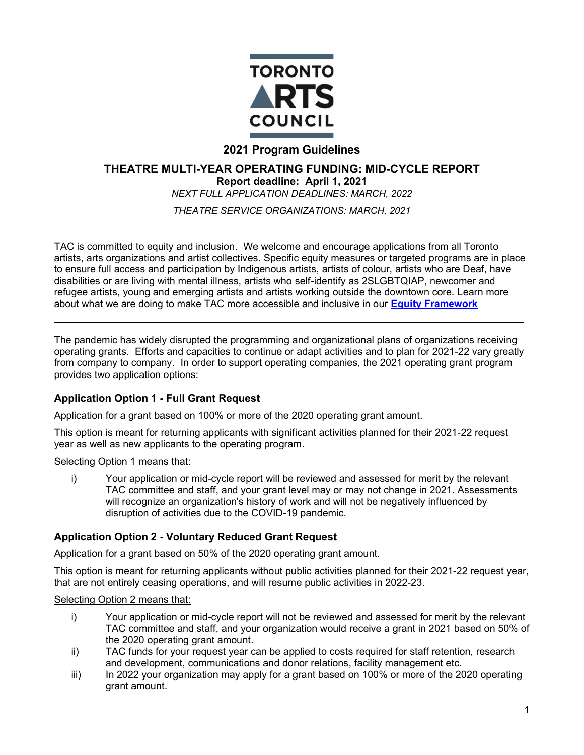TORONTO ARTS COUNCIL

## 2021 Program Guidelines

# THEATRE MULTI-YEAR OPERATING FUNDING: MID-CYCLE REPORT

**Report deadline: April 1, 2021**

*NEXT FULL APPLICATION DEADLINES: MARCH, 2022*

*THEATRE SERVICE ORGANIZATIONS: MARCH, 2021*

---

TAC is committed to equity and inclusion. We welcome and encourage applications from all Toronto artists, arts organizations and artist collectives. Specific equity measures or targeted programs are in place to ensure full access and participation by Indigenous artists, artists of colour, artists who are Deaf, have disabilities or are living with mental illness, artists who self-identify as 2SLGBTQIAP, newcomer and refugee artists, young and emerging artists and artists working outside the downtown core. Learn more about what we are doing to make TAC more accessible and inclusive in our **Equity Framework**

---

The pandemic has widely disrupted the programming and organizational plans of organizations receiving operating grants. Efforts and capacities to continue or adapt activities and to plan for 2021-22 vary greatly from company to company. In order to support operating companies, the 2021 operating grant program provides two application options:

### Application Option 1 - Full Grant Request

Application for a grant based on 100% or more of the 2020 operating grant amount.

This option is meant for returning applicants with significant activities planned for their 2021-22 request year as well as new applicants to the operating program.

Selecting Option 1 means that:

i) Your application or mid-cycle report will be reviewed and assessed for merit by the relevant TAC committee and staff, and your grant level may or may not change in 2021. Assessments will recognize an organization's history of work and will not be negatively influenced by disruption of activities due to the COVID-19 pandemic.

### Application Option 2 - Voluntary Reduced Grant Request

Application for a grant based on 50% of the 2020 operating grant amount.

This option is meant for returning applicants without public activities planned for their 2021-22 request year, that are not entirely ceasing operations, and will resume public activities in 2022-23.

Selecting Option 2 means that:

i) Your application or mid-cycle report will not be reviewed and assessed for merit by the relevant TAC committee and staff, and your organization would receive a grant in 2021 based on 50% of the 2020 operating grant amount.

ii) TAC funds for your request year can be applied to costs required for staff retention, research and development, communications and donor relations, facility management etc.

iii) In 2022 your organization may apply for a grant based on 100% or more of the 2020 operating grant amount.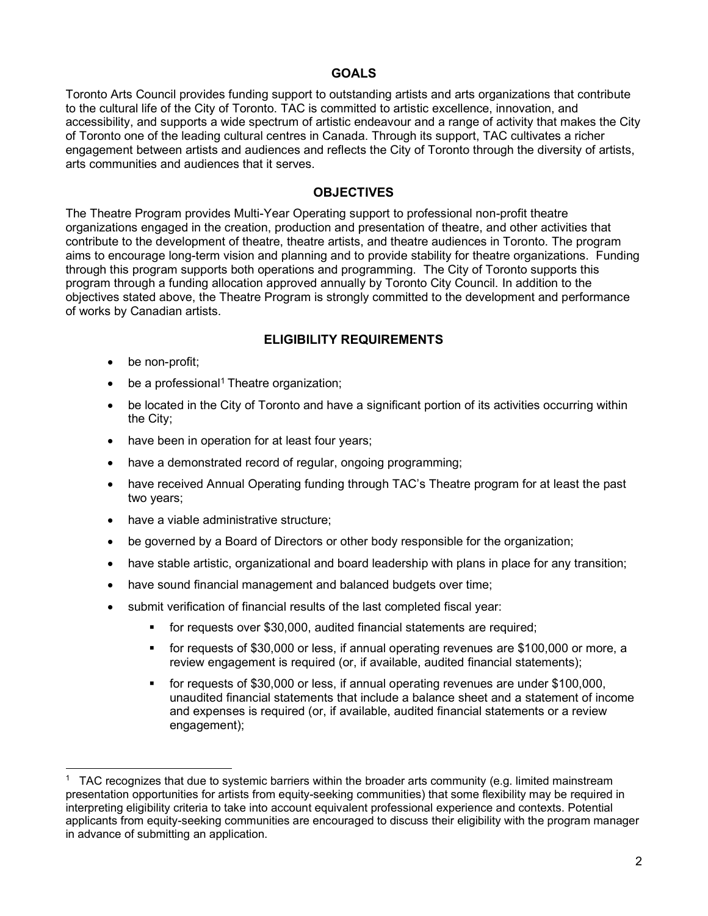## GOALS

Toronto Arts Council provides funding support to outstanding artists and arts organizations that contribute to the cultural life of the City of Toronto. TAC is committed to artistic excellence, innovation, and accessibility, and supports a wide spectrum of artistic endeavour and a range of activity that makes the City of Toronto one of the leading cultural centres in Canada. Through its support, TAC cultivates a richer engagement between artists and audiences and reflects the City of Toronto through the diversity of artists, arts communities and audiences that it serves.

## OBJECTIVES

The Theatre Program provides Multi-Year Operating support to professional non-profit theatre organizations engaged in the creation, production and presentation of theatre, and other activities that contribute to the development of theatre, theatre artists, and theatre audiences in Toronto. The program aims to encourage long-term vision and planning and to provide stability for theatre organizations. Funding through this program supports both operations and programming. The City of Toronto supports this program through a funding allocation approved annually by Toronto City Council. In addition to the objectives stated above, the Theatre Program is strongly committed to the development and performance of works by Canadian artists.

## ELIGIBILITY REQUIREMENTS

- be non-profit;
- be a professional[1] Theatre organization;
- be located in the City of Toronto and have a significant portion of its activities occurring within the City;
- have been in operation for at least four years;
- have a demonstrated record of regular, ongoing programming;
- have received Annual Operating funding through TAC's Theatre program for at least the past two years;
- have a viable administrative structure;
- be governed by a Board of Directors or other body responsible for the organization;
- have stable artistic, organizational and board leadership with plans in place for any transition;
- have sound financial management and balanced budgets over time;
- submit verification of financial results of the last completed fiscal year:
  - for requests over $30,000, audited financial statements are required;
  - for requests of $30,000 or less, if annual operating revenues are $100,000 or more, a review engagement is required (or, if available, audited financial statements);
  - for requests of $30,000 or less, if annual operating revenues are under $100,000, unaudited financial statements that include a balance sheet and a statement of income and expenses is required (or, if available, audited financial statements or a review engagement);

[1] TAC recognizes that due to systemic barriers within the broader arts community (e.g. limited mainstream presentation opportunities for artists from equity-seeking communities) that some flexibility may be required in interpreting eligibility criteria to take into account equivalent professional experience and contexts. Potential applicants from equity-seeking communities are encouraged to discuss their eligibility with the program manager in advance of submitting an application.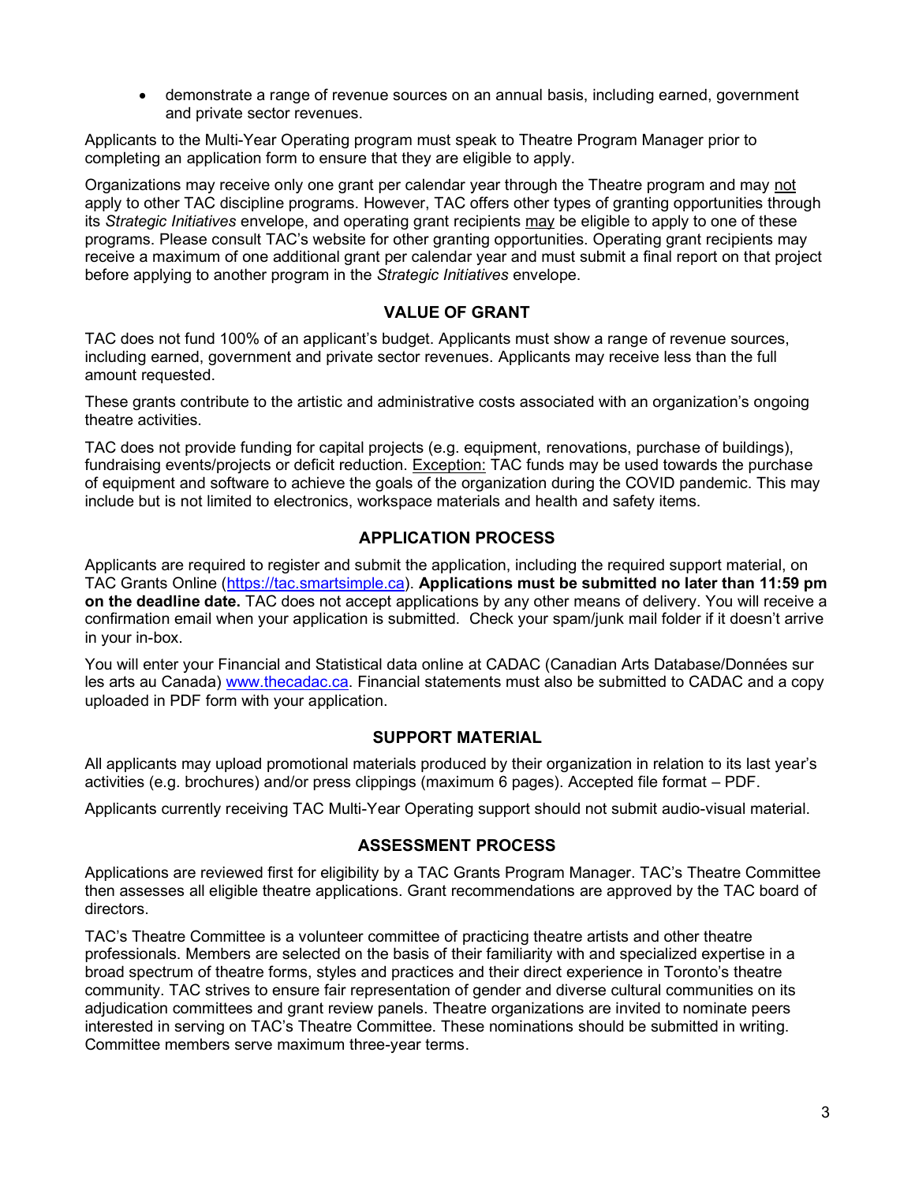- demonstrate a range of revenue sources on an annual basis, including earned, government and private sector revenues.

Applicants to the Multi-Year Operating program must speak to Theatre Program Manager prior to completing an application form to ensure that they are eligible to apply.

Organizations may receive only one grant per calendar year through the Theatre program and may not apply to other TAC discipline programs. However, TAC offers other types of granting opportunities through its *Strategic Initiatives* envelope, and operating grant recipients may be eligible to apply to one of these programs. Please consult TAC's website for other granting opportunities. Operating grant recipients may receive a maximum of one additional grant per calendar year and must submit a final report on that project before applying to another program in the *Strategic Initiatives* envelope.

## VALUE OF GRANT

TAC does not fund 100% of an applicant's budget. Applicants must show a range of revenue sources, including earned, government and private sector revenues. Applicants may receive less than the full amount requested.

These grants contribute to the artistic and administrative costs associated with an organization's ongoing theatre activities.

TAC does not provide funding for capital projects (e.g. equipment, renovations, purchase of buildings), fundraising events/projects or deficit reduction. Exception: TAC funds may be used towards the purchase of equipment and software to achieve the goals of the organization during the COVID pandemic. This may include but is not limited to electronics, workspace materials and health and safety items.

## APPLICATION PROCESS

Applicants are required to register and submit the application, including the required support material, on TAC Grants Online (https://tac.smartsimple.ca). **Applications must be submitted no later than 11:59 pm on the deadline date.** TAC does not accept applications by any other means of delivery. You will receive a confirmation email when your application is submitted. Check your spam/junk mail folder if it doesn't arrive in your in-box.

You will enter your Financial and Statistical data online at CADAC (Canadian Arts Database/Données sur les arts au Canada) www.thecadac.ca. Financial statements must also be submitted to CADAC and a copy uploaded in PDF form with your application.

## SUPPORT MATERIAL

All applicants may upload promotional materials produced by their organization in relation to its last year's activities (e.g. brochures) and/or press clippings (maximum 6 pages). Accepted file format – PDF.

Applicants currently receiving TAC Multi-Year Operating support should not submit audio-visual material.

## ASSESSMENT PROCESS

Applications are reviewed first for eligibility by a TAC Grants Program Manager. TAC's Theatre Committee then assesses all eligible theatre applications. Grant recommendations are approved by the TAC board of directors.

TAC's Theatre Committee is a volunteer committee of practicing theatre artists and other theatre professionals. Members are selected on the basis of their familiarity with and specialized expertise in a broad spectrum of theatre forms, styles and practices and their direct experience in Toronto's theatre community. TAC strives to ensure fair representation of gender and diverse cultural communities on its adjudication committees and grant review panels. Theatre organizations are invited to nominate peers interested in serving on TAC's Theatre Committee. These nominations should be submitted in writing. Committee members serve maximum three-year terms.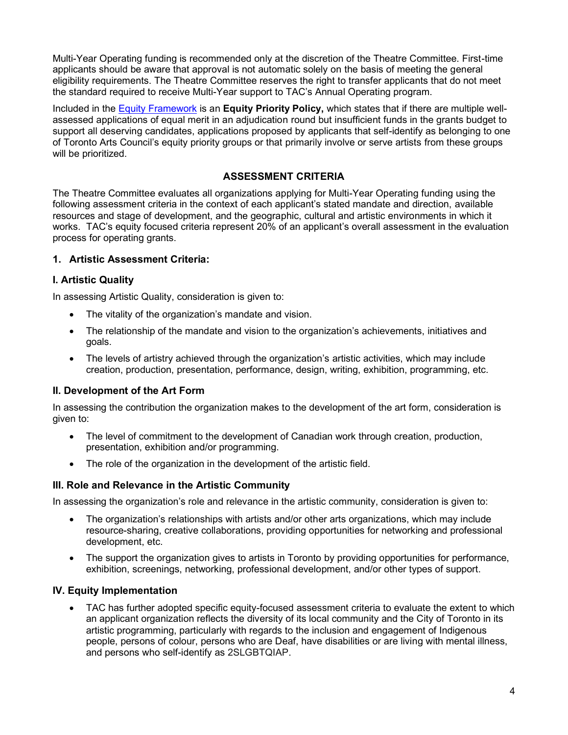Multi-Year Operating funding is recommended only at the discretion of the Theatre Committee. First-time applicants should be aware that approval is not automatic solely on the basis of meeting the general eligibility requirements. The Theatre Committee reserves the right to transfer applicants that do not meet the standard required to receive Multi-Year support to TAC's Annual Operating program.

Included in the [Equity Framework]() is an **Equity Priority Policy,** which states that if there are multiple well-assessed applications of equal merit in an adjudication round but insufficient funds in the grants budget to support all deserving candidates, applications proposed by applicants that self-identify as belonging to one of Toronto Arts Council's equity priority groups or that primarily involve or serve artists from these groups will be prioritized.

## ASSESSMENT CRITERIA

The Theatre Committee evaluates all organizations applying for Multi-Year Operating funding using the following assessment criteria in the context of each applicant's stated mandate and direction, available resources and stage of development, and the geographic, cultural and artistic environments in which it works. TAC's equity focused criteria represent 20% of an applicant's overall assessment in the evaluation process for operating grants.

### 1. Artistic Assessment Criteria:

#### I. Artistic Quality

In assessing Artistic Quality, consideration is given to:

- The vitality of the organization's mandate and vision.
- The relationship of the mandate and vision to the organization's achievements, initiatives and goals.
- The levels of artistry achieved through the organization's artistic activities, which may include creation, production, presentation, performance, design, writing, exhibition, programming, etc.

#### II. Development of the Art Form

In assessing the contribution the organization makes to the development of the art form, consideration is given to:

- The level of commitment to the development of Canadian work through creation, production, presentation, exhibition and/or programming.
- The role of the organization in the development of the artistic field.

#### III. Role and Relevance in the Artistic Community

In assessing the organization's role and relevance in the artistic community, consideration is given to:

- The organization's relationships with artists and/or other arts organizations, which may include resource-sharing, creative collaborations, providing opportunities for networking and professional development, etc.
- The support the organization gives to artists in Toronto by providing opportunities for performance, exhibition, screenings, networking, professional development, and/or other types of support.

#### IV. Equity Implementation

- TAC has further adopted specific equity-focused assessment criteria to evaluate the extent to which an applicant organization reflects the diversity of its local community and the City of Toronto in its artistic programming, particularly with regards to the inclusion and engagement of Indigenous people, persons of colour, persons who are Deaf, have disabilities or are living with mental illness, and persons who self-identify as 2SLGBTQIAP.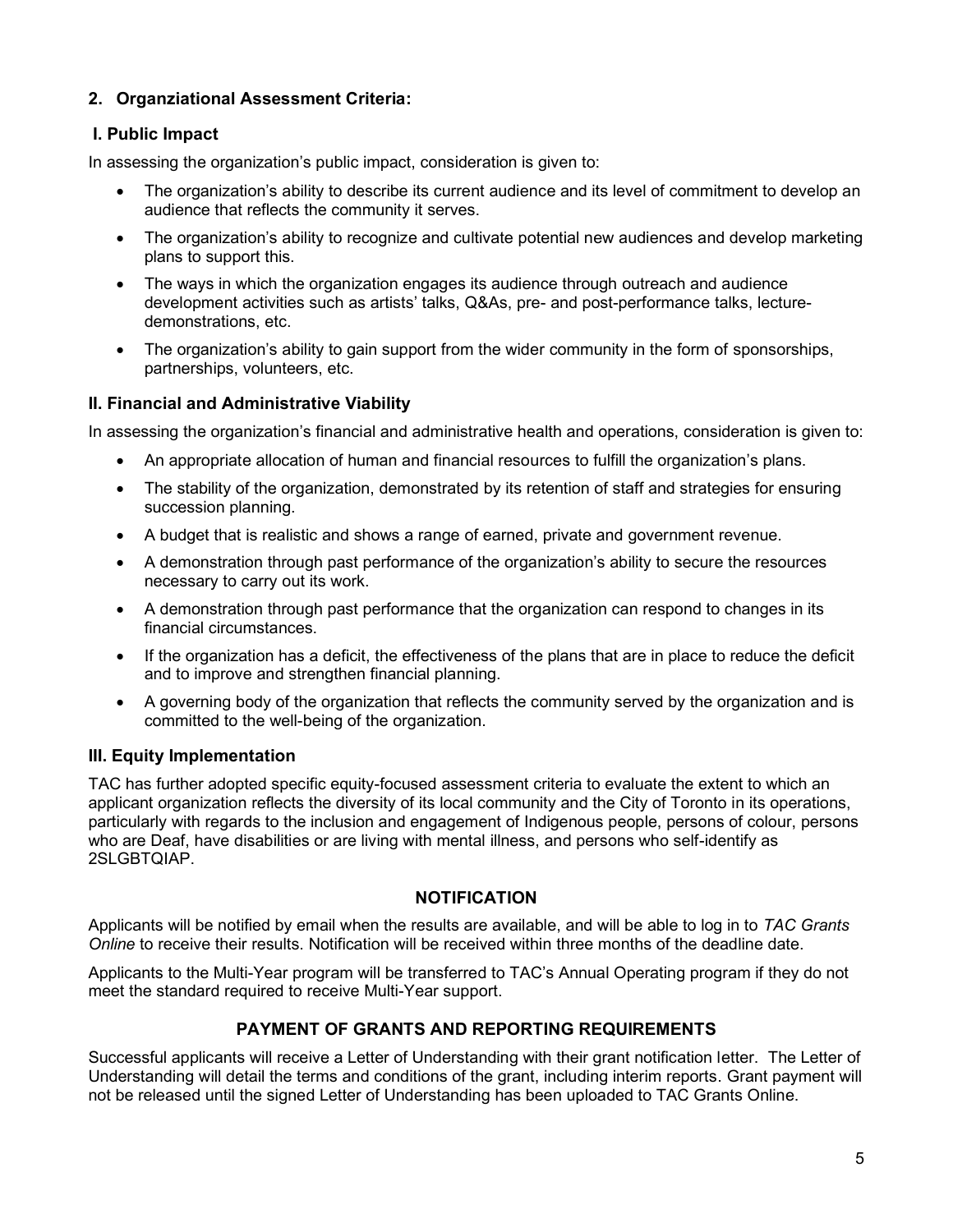## 2. Organziational Assessment Criteria:

### I. Public Impact

In assessing the organization's public impact, consideration is given to:

- The organization's ability to describe its current audience and its level of commitment to develop an audience that reflects the community it serves.
- The organization's ability to recognize and cultivate potential new audiences and develop marketing plans to support this.
- The ways in which the organization engages its audience through outreach and audience development activities such as artists' talks, Q&As, pre- and post-performance talks, lecture-demonstrations, etc.
- The organization's ability to gain support from the wider community in the form of sponsorships, partnerships, volunteers, etc.

### II. Financial and Administrative Viability

In assessing the organization's financial and administrative health and operations, consideration is given to:

- An appropriate allocation of human and financial resources to fulfill the organization's plans.
- The stability of the organization, demonstrated by its retention of staff and strategies for ensuring succession planning.
- A budget that is realistic and shows a range of earned, private and government revenue.
- A demonstration through past performance of the organization's ability to secure the resources necessary to carry out its work.
- A demonstration through past performance that the organization can respond to changes in its financial circumstances.
- If the organization has a deficit, the effectiveness of the plans that are in place to reduce the deficit and to improve and strengthen financial planning.
- A governing body of the organization that reflects the community served by the organization and is committed to the well-being of the organization.

### III. Equity Implementation

TAC has further adopted specific equity-focused assessment criteria to evaluate the extent to which an applicant organization reflects the diversity of its local community and the City of Toronto in its operations, particularly with regards to the inclusion and engagement of Indigenous people, persons of colour, persons who are Deaf, have disabilities or are living with mental illness, and persons who self-identify as 2SLGBTQIAP.

## NOTIFICATION

Applicants will be notified by email when the results are available, and will be able to log in to *TAC Grants Online* to receive their results. Notification will be received within three months of the deadline date.

Applicants to the Multi-Year program will be transferred to TAC's Annual Operating program if they do not meet the standard required to receive Multi-Year support.

## PAYMENT OF GRANTS AND REPORTING REQUIREMENTS

Successful applicants will receive a Letter of Understanding with their grant notification letter. The Letter of Understanding will detail the terms and conditions of the grant, including interim reports. Grant payment will not be released until the signed Letter of Understanding has been uploaded to TAC Grants Online.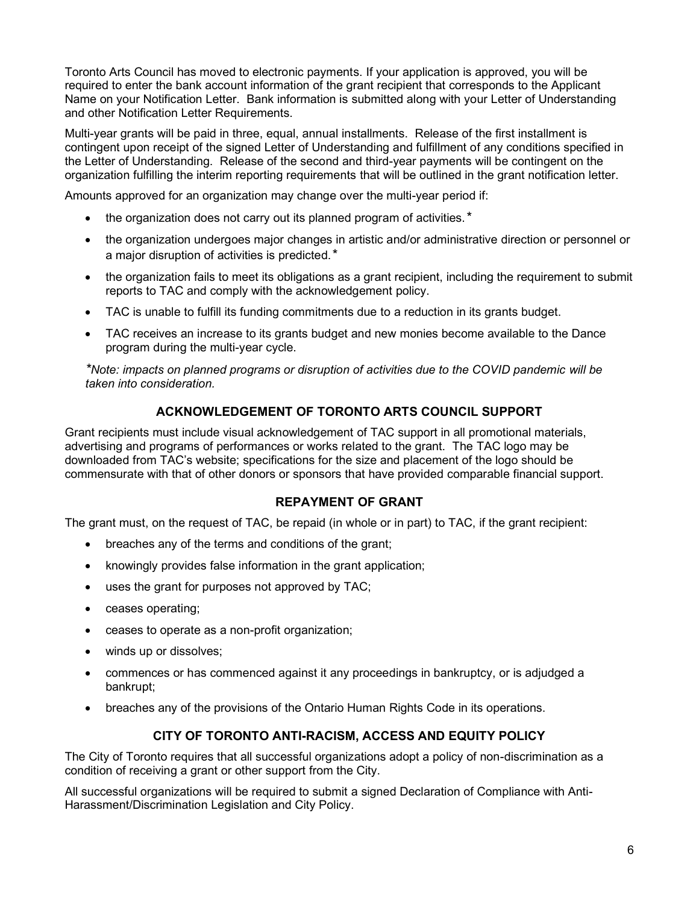Toronto Arts Council has moved to electronic payments. If your application is approved, you will be required to enter the bank account information of the grant recipient that corresponds to the Applicant Name on your Notification Letter. Bank information is submitted along with your Letter of Understanding and other Notification Letter Requirements.

Multi-year grants will be paid in three, equal, annual installments. Release of the first installment is contingent upon receipt of the signed Letter of Understanding and fulfillment of any conditions specified in the Letter of Understanding. Release of the second and third-year payments will be contingent on the organization fulfilling the interim reporting requirements that will be outlined in the grant notification letter.

Amounts approved for an organization may change over the multi-year period if:

- the organization does not carry out its planned program of activities.*
- the organization undergoes major changes in artistic and/or administrative direction or personnel or a major disruption of activities is predicted.*
- the organization fails to meet its obligations as a grant recipient, including the requirement to submit reports to TAC and comply with the acknowledgement policy.
- TAC is unable to fulfill its funding commitments due to a reduction in its grants budget.
- TAC receives an increase to its grants budget and new monies become available to the Dance program during the multi-year cycle.

*\*Note: impacts on planned programs or disruption of activities due to the COVID pandemic will be taken into consideration.*

## ACKNOWLEDGEMENT OF TORONTO ARTS COUNCIL SUPPORT

Grant recipients must include visual acknowledgement of TAC support in all promotional materials, advertising and programs of performances or works related to the grant. The TAC logo may be downloaded from TAC's website; specifications for the size and placement of the logo should be commensurate with that of other donors or sponsors that have provided comparable financial support.

## REPAYMENT OF GRANT

The grant must, on the request of TAC, be repaid (in whole or in part) to TAC, if the grant recipient:

- breaches any of the terms and conditions of the grant;
- knowingly provides false information in the grant application;
- uses the grant for purposes not approved by TAC;
- ceases operating;
- ceases to operate as a non-profit organization;
- winds up or dissolves;
- commences or has commenced against it any proceedings in bankruptcy, or is adjudged a bankrupt;
- breaches any of the provisions of the Ontario Human Rights Code in its operations.

## CITY OF TORONTO ANTI-RACISM, ACCESS AND EQUITY POLICY

The City of Toronto requires that all successful organizations adopt a policy of non-discrimination as a condition of receiving a grant or other support from the City.

All successful organizations will be required to submit a signed Declaration of Compliance with Anti-Harassment/Discrimination Legislation and City Policy.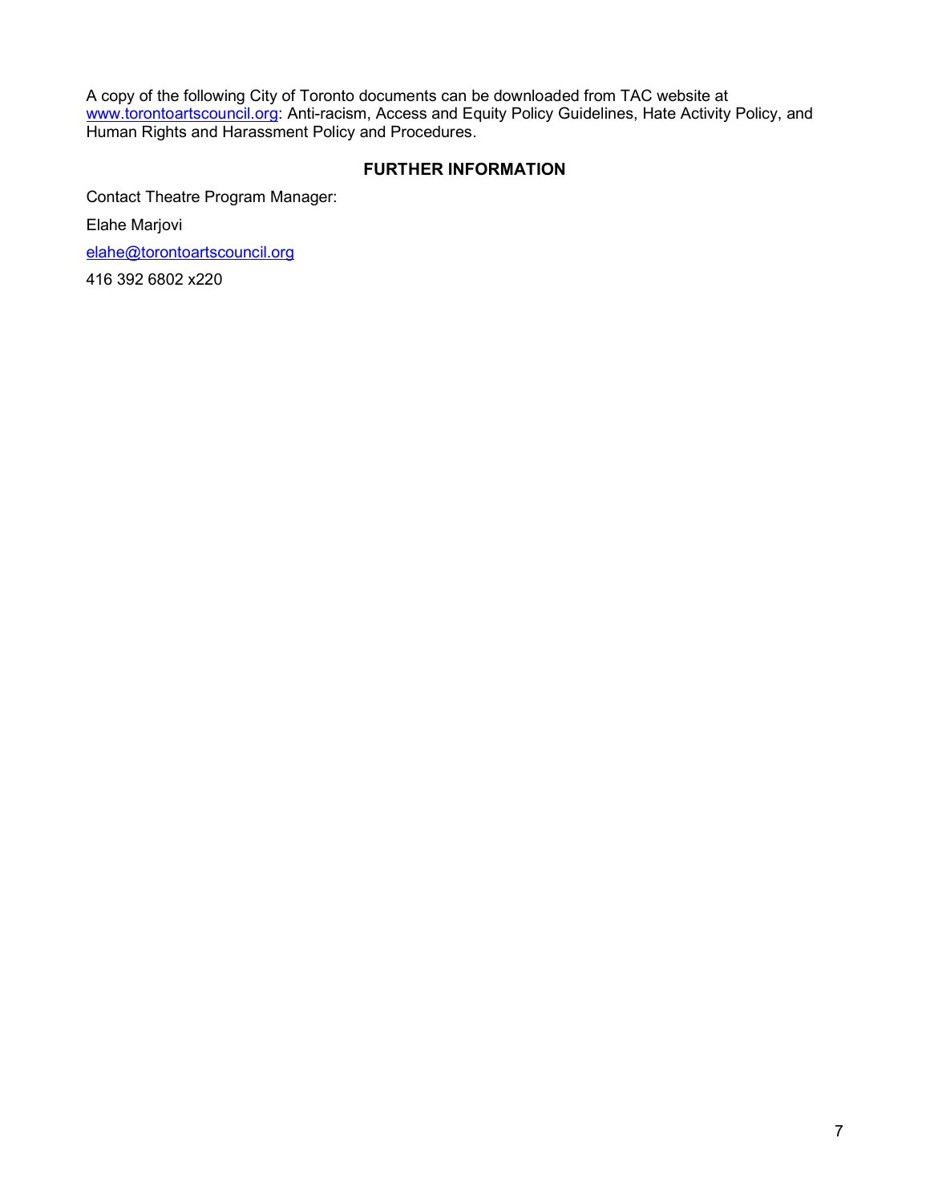A copy of the following City of Toronto documents can be downloaded from TAC website at www.torontoartscouncil.org: Anti-racism, Access and Equity Policy Guidelines, Hate Activity Policy, and Human Rights and Harassment Policy and Procedures.

## FURTHER INFORMATION

Contact Theatre Program Manager:

Elahe Marjovi

elahe@torontoartscouncil.org

416 392 6802 x220